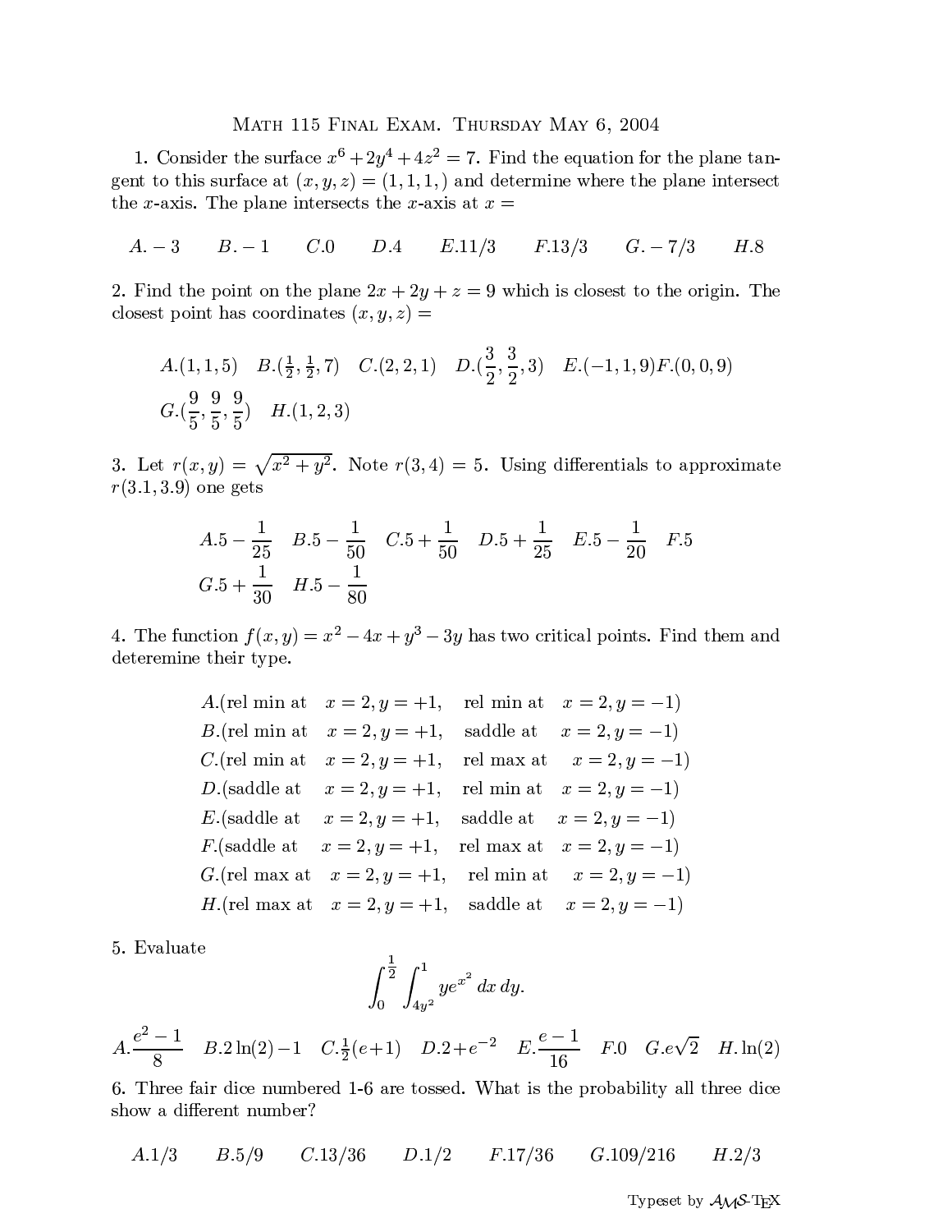# Math 115 Final Exam. Thursday May 6, 2004

1. Consider the surface $x^6 + 2y^4 + 4z^2 = 7$. Find the equation for the plane tangent to this surface at $(x, y, z) = (1, 1, 1, )$ and determine where the plane intersect the $x$-axis. The plane intersects the $x$-axis at $x =$

$A. -3$ $B. -1$ $C. 0$ $D. 4$ $E. 11/3$ $F. 13/3$ $G. -7/3$ $H. 8$

2. Find the point on the plane $2x + 2y + z = 9$ which is closest to the origin. The closest point has coordinates $(x, y, z) =$

$A. (1, 1, 5)$ $B. (\frac{1}{2}, \frac{1}{2}, 7)$ $C. (2, 2, 1)$ $D. (\frac{3}{2}, \frac{3}{2}, 3)$ $E. (-1, 1, 9)$ $F. (0, 0, 9)$
$G. (\frac{9}{5}, \frac{9}{5}, \frac{9}{5})$ $H. (1, 2, 3)$

3. Let $r(x, y) = \sqrt{x^2 + y^2}$. Note $r(3, 4) = 5$. Using differentials to approximate $r(3.1, 3.9)$ one gets

$A. 5 - \frac{1}{25}$ $B. 5 - \frac{1}{50}$ $C. 5 + \frac{1}{50}$ $D. 5 + \frac{1}{25}$ $E. 5 - \frac{1}{20}$ $F. 5$
$G. 5 + \frac{1}{30}$ $H. 5 - \frac{1}{80}$

4. The function $f(x, y) = x^2 - 4x + y^3 - 3y$ has two critical points. Find them and deteremine their type.

$A.$(rel min at $x = 2, y = +1$, rel min at $x = 2, y = -1$)
$B.$(rel min at $x = 2, y = +1$, saddle at $x = 2, y = -1$)
$C.$(rel min at $x = 2, y = +1$, rel max at $x = 2, y = -1$)
$D.$(saddle at $x = 2, y = +1$, rel min at $x = 2, y = -1$)
$E.$(saddle at $x = 2, y = +1$, saddle at $x = 2, y = -1$)
$F.$(saddle at $x = 2, y = +1$, rel max at $x = 2, y = -1$)
$G.$(rel max at $x = 2, y = +1$, rel min at $x = 2, y = -1$)
$H.$(rel max at $x = 2, y = +1$, saddle at $x = 2, y = -1$)

5. Evaluate

$$\int_0^{\frac{1}{2}} \int_{4y^2}^{1} y e^{x^2} \, dx \, dy.$$

$A. \frac{e^2 - 1}{8}$ $B. 2\ln(2) - 1$ $C. \frac{1}{2}(e + 1)$ $D. 2 + e^{-2}$ $E. \frac{e - 1}{16}$ $F. 0$ $G. e\sqrt{2}$ $H. \ln(2)$

6. Three fair dice numbered 1-6 are tossed. What is the probability all three dice show a different number?

$A. 1/3$ $B. 5/9$ $C. 13/36$ $D. 1/2$ $F. 17/36$ $G. 109/216$ $H. 2/3$

Typeset by $\mathcal{AMS}$-TEX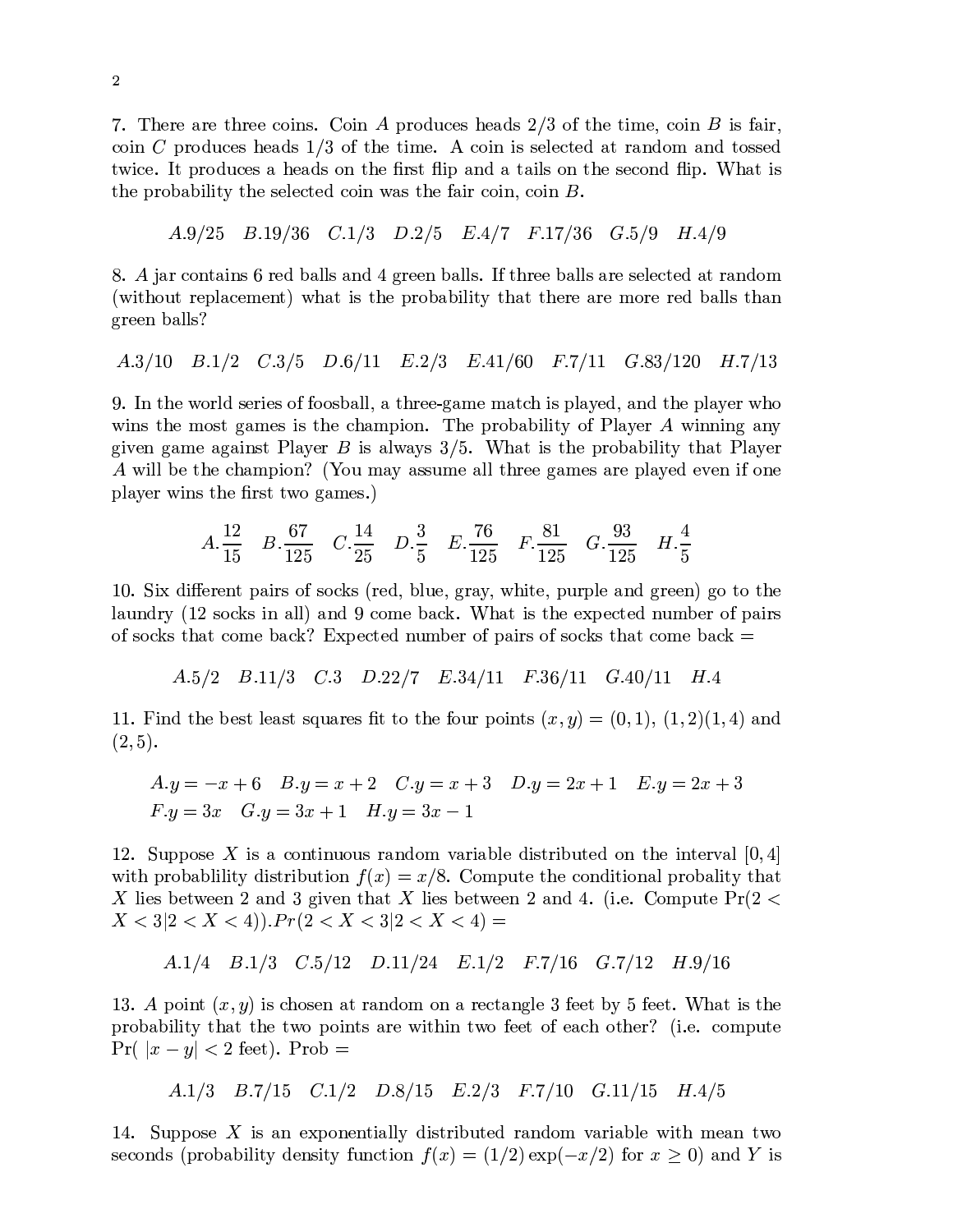7. There are three coins. Coin $A$ produces heads $2/3$ of the time, coin $B$ is fair, coin $C$ produces heads $1/3$ of the time. A coin is selected at random and tossed twice. It produces a heads on the first flip and a tails on the second flip. What is the probability the selected coin was the fair coin, coin $B$.

$A.9/25 \quad B.19/36 \quad C.1/3 \quad D.2/5 \quad E.4/7 \quad F.17/36 \quad G.5/9 \quad H.4/9$

8. $A$ jar contains 6 red balls and 4 green balls. If three balls are selected at random (without replacement) what is the probability that there are more red balls than green balls?

$A.3/10 \quad B.1/2 \quad C.3/5 \quad D.6/11 \quad E.2/3 \quad E.41/60 \quad F.7/11 \quad G.83/120 \quad H.7/13$

9. In the world series of foosball, a three-game match is played, and the player who wins the most games is the champion. The probability of Player $A$ winning any given game against Player $B$ is always $3/5$. What is the probability that Player $A$ will be the champion? (You may assume all three games are played even if one player wins the first two games.)

$$A.\frac{12}{15} \quad B.\frac{67}{125} \quad C.\frac{14}{25} \quad D.\frac{3}{5} \quad E.\frac{76}{125} \quad F.\frac{81}{125} \quad G.\frac{93}{125} \quad H.\frac{4}{5}$$

10. Six different pairs of socks (red, blue, gray, white, purple and green) go to the laundry (12 socks in all) and 9 come back. What is the expected number of pairs of socks that come back? Expected number of pairs of socks that come back =

$A.5/2 \quad B.11/3 \quad C.3 \quad D.22/7 \quad E.34/11 \quad F.36/11 \quad G.40/11 \quad H.4$

11. Find the best least squares fit to the four points $(x, y) = (0, 1)$, $(1, 2)(1, 4)$ and $(2, 5)$.

$A.y = -x + 6 \quad B.y = x + 2 \quad C.y = x + 3 \quad D.y = 2x + 1 \quad E.y = 2x + 3$
$F.y = 3x \quad G.y = 3x + 1 \quad H.y = 3x - 1$

12. Suppose $X$ is a continuous random variable distributed on the interval $[0, 4]$ with probablility distribution $f(x) = x/8$. Compute the conditional probalty that $X$ lies between 2 and 3 given that $X$ lies between 2 and 4. (i.e. Compute $\Pr(2 < X < 3|2 < X < 4)$). $Pr(2 < X < 3|2 < X < 4) =$

$A.1/4 \quad B.1/3 \quad C.5/12 \quad D.11/24 \quad E.1/2 \quad F.7/16 \quad G.7/12 \quad H.9/16$

13. $A$ point $(x, y)$ is chosen at random on a rectangle 3 feet by 5 feet. What is the probability that the two points are within two feet of each other? (i.e. compute $\Pr(\ |x - y| < 2$ feet). Prob =

$A.1/3 \quad B.7/15 \quad C.1/2 \quad D.8/15 \quad E.2/3 \quad F.7/10 \quad G.11/15 \quad H.4/5$

14. Suppose $X$ is an exponentially distributed random variable with mean two seconds (probability density function $f(x) = (1/2)\exp(-x/2)$ for $x \geq 0$) and $Y$ is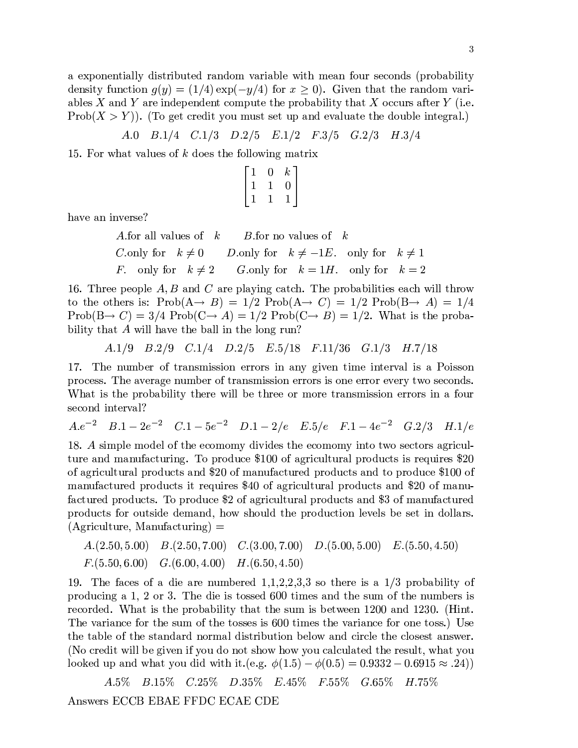a exponentially distributed random variable with mean four seconds (probability density function $g(y) = (1/4)\exp(-y/4)$ for $x \geq 0$). Given that the random variables $X$ and $Y$ are independent compute the probability that $X$ occurs after $Y$ (i.e. Prob$(X > Y)$). (To get credit you must set up and evaluate the double integral.)

A.0 B.1/4 C.1/3 D.2/5 E.1/2 F.3/5 G.2/3 H.3/4

15. For what values of $k$ does the following matrix

$$\begin{bmatrix} 1 & 0 & k \\ 1 & 1 & 0 \\ 1 & 1 & 1 \end{bmatrix}$$

have an inverse?

A.for all values of $k$ B.for no values of $k$
C.only for $k \neq 0$ D.only for $k \neq -1$E. only for $k \neq 1$
F. only for $k \neq 2$ G.only for $k = 1$H. only for $k = 2$

16. Three people $A, B$ and $C$ are playing catch. The probabilities each will throw to the others is: Prob(A$\to$ $B$) = 1/2 Prob(A$\to$ $C$) = 1/2 Prob(B$\to$ $A$) = 1/4 Prob(B$\to$ $C$) = 3/4 Prob(C$\to$ $A$) = 1/2 Prob(C$\to$ $B$) = 1/2. What is the probability that $A$ will have the ball in the long run?

A.1/9 B.2/9 C.1/4 D.2/5 E.5/18 F.11/36 G.1/3 H.7/18

17. The number of transmission errors in any given time interval is a Poisson process. The average number of transmission errors is one error every two seconds. What is the probability there will be three or more transmission errors in a four second interval?

A.$e^{-2}$ B.$1-2e^{-2}$ C.$1-5e^{-2}$ D.$1-2/e$ E.$5/e$ F.$1-4e^{-2}$ G.2/3 H.$1/e$

18. $A$ simple model of the ecomomy divides the ecomomy into two sectors agriculture and manufacturing. To produce \$100 of agricultural products is requires \$20 of agricultural products and \$20 of manufactured products and to produce \$100 of manufactured products it requires \$40 of agricultural products and \$20 of manufactured products. To produce \$2 of agricultural products and \$3 of manufactured products for outside demand, how should the production levels be set in dollars. (Agriculture, Manufacturing) =

A.(2.50, 5.00) B.(2.50, 7.00) C.(3.00, 7.00) D.(5.00, 5.00) E.(5.50, 4.50)
F.(5.50, 6.00) G.(6.00, 4.00) H.(6.50, 4.50)

19. The faces of a die are numbered 1,1,2,2,3,3 so there is a 1/3 probability of producing a 1, 2 or 3. The die is tossed 600 times and the sum of the numbers is recorded. What is the probability that the sum is between 1200 and 1230. (Hint. The variance for the sum of the tosses is 600 times the variance for one toss.) Use the table of the standard normal distribution below and circle the closest answer. (No credit will be given if you do not show how you calculated the result, what you looked up and what you did with it.(e.g. $\phi(1.5) - \phi(0.5) = 0.9332 - 0.6915 \approx .24$))

A.5% B.15% C.25% D.35% E.45% F.55% G.65% H.75%

Answers ECCB EBAE FFDC ECAE CDE